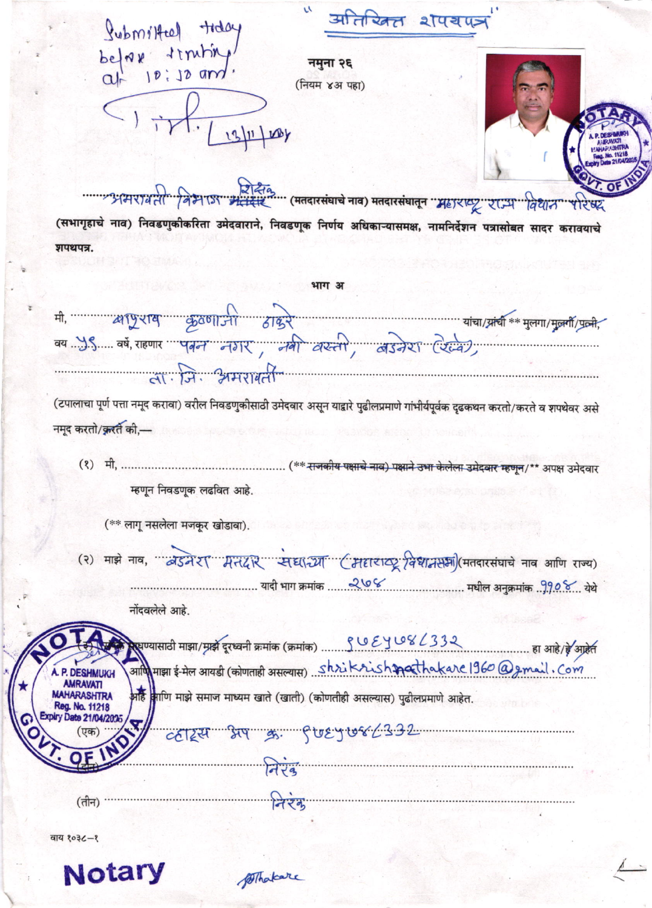Submitted today before timing at 10:10 am. [signature] 13/11/2024

"अतिरिक्त शपथपत्र"

**नमुना २६**
(नियम ४अ पहा)

NOTARY
A. P. DESHMUKH
AMRAVATI
MAHARASHTRA
Reg. No. 11218
Expiry Date 21/04/2025
GOVT. OF INDIA

......अमरावती विभाग शिक्षक...... (मतदारसंघाचे नाव) मतदारसंघातून ..महाराष्ट्र राज्य विधान परिषद.. (सभागृहाचे नाव) निवडणुकीकरिता उमेदवाराने, निवडणूक निर्णय अधिकाऱ्यासमक्ष, नामनिर्देशन पत्रासोबत सादर करावयाचे शपथपत्र.

**भाग अ**

मी, ......बापूराव कृष्णाजी ठाकरे...... यांचा/~~यांची~~ ** मुलगा/~~मुलगी/पत्नी~~, वय ..६९.. वर्षे, राहणार ......पवन नगर, नवी वस्ती, बडनेरा (रेल्वे), ता. जि. अमरावती......

(टपालाचा पूर्ण पत्ता नमूद करावा) वरील निवडणुकीसाठी उमेदवार असून याद्वारे पुढीलप्रमाणे गांभीर्यपूर्वक दृढकथन करतो/करते व शपथेवर असे नमूद करतो/~~करते~~ की,—

(१) मी, ............ (** ~~राजकीय पक्षाचे नाव) पक्षाने उभा केलेला उमेदवार म्हणून~~/** अपक्ष उमेदवार म्हणून निवडणूक लढवित आहे.

(** लागू नसलेला मजकूर खोडावा).

(२) माझे नाव, ......बडनेरा मतदार संघाच्या (महाराष्ट्र विधानसभा)...... (मतदारसंघाचे नाव आणि राज्य) ............ यादी भाग क्रमांक ......२६४...... मधील अनुक्रमांक ..९९०४.. येथे नोंदवलेले आहे.

(३) संपर्क साधण्यासाठी माझा/~~माझे~~ दूरध्वनी क्रमांक (क्रमांक) ......९७६४७८८३३२...... हा आहे/~~हे आहेत~~ आणि माझा ई-मेल आयडी (कोणताही असल्यास) ......shrikrishnathakare1960@gmail.com...... आहे आणि माझे समाज माध्यम खाते (खाती) (कोणतीही असल्यास) पुढीलप्रमाणे आहेत.

(एक) ......व्हाट्स अप क्र. ९७६४७८८३३२......

(दोन) ......निरंक......

(तीन) ......निरंक......

वाय १०३८—१

**Notary**

[signature] Thakare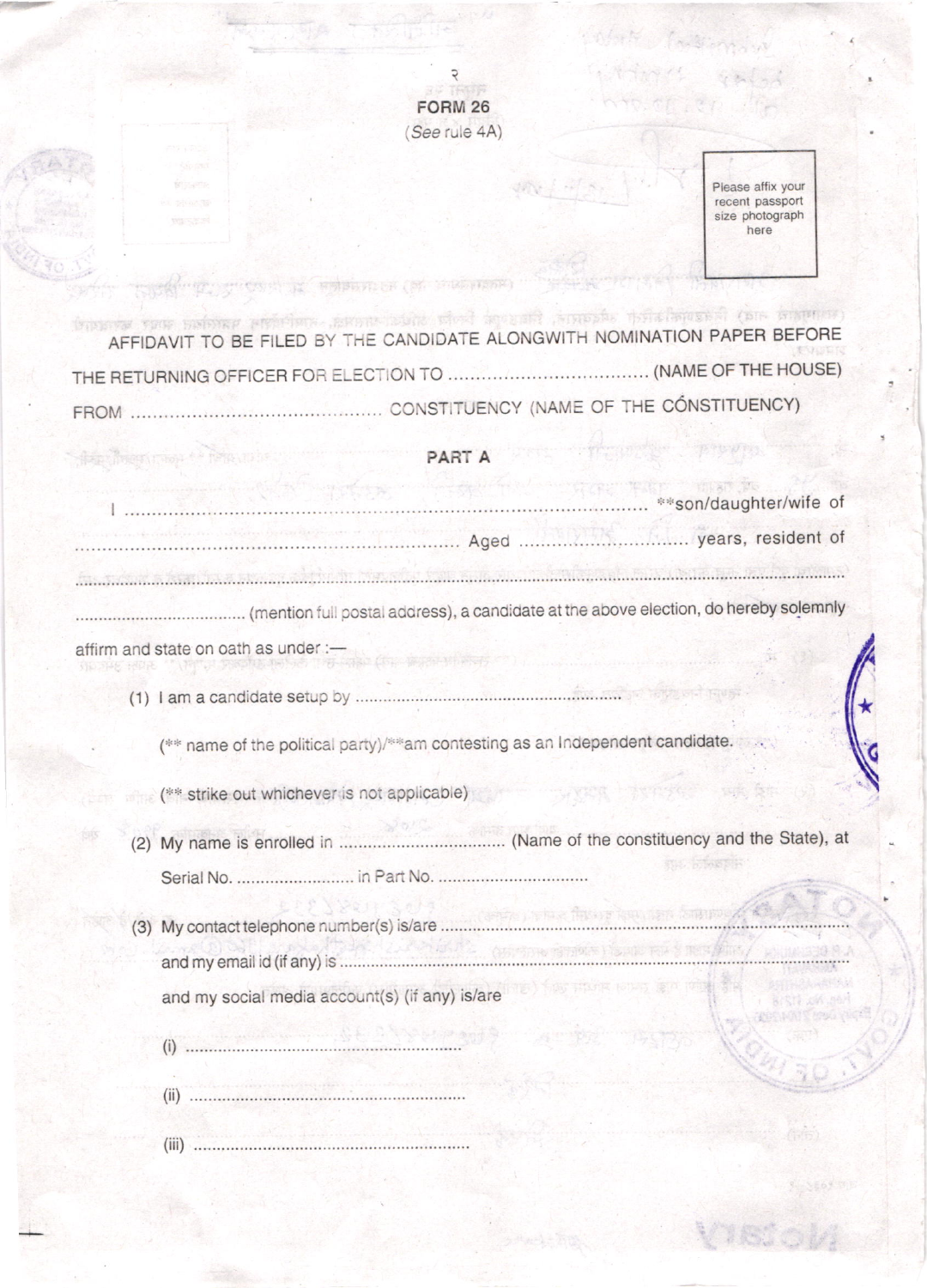# FORM 26

(*See* rule 4A)

Please affix your recent passport size photograph here

AFFIDAVIT TO BE FILED BY THE CANDIDATE ALONGWITH NOMINATION PAPER BEFORE THE RETURNING OFFICER FOR ELECTION TO .................................... (NAME OF THE HOUSE) FROM ............................................ CONSTITUENCY (NAME OF THE CONSTITUENCY)

## PART A

I ........................................................................................ **son/daughter/wife of .............................................................. Aged ............................ years, resident of ........................................................................................................................................ .................................. (mention full postal address), a candidate at the above election, do hereby solemnly affirm and state on oath as under :—

(1) I am a candidate setup by ........................................................

(** name of the political party)/**am contesting as an Independent candidate.

(** strike out whichever is not applicable)

(2) My name is enrolled in .................................. (Name of the constituency and the State), at Serial No. ........................ in Part No. ...............................

(3) My contact telephone number(s) is/are ........................................................................................

and my email id (if any) is ........................................................................................................

and my social media account(s) (if any) is/are

(i) ...........................................................

(ii) ...........................................................

(iii) ...........................................................